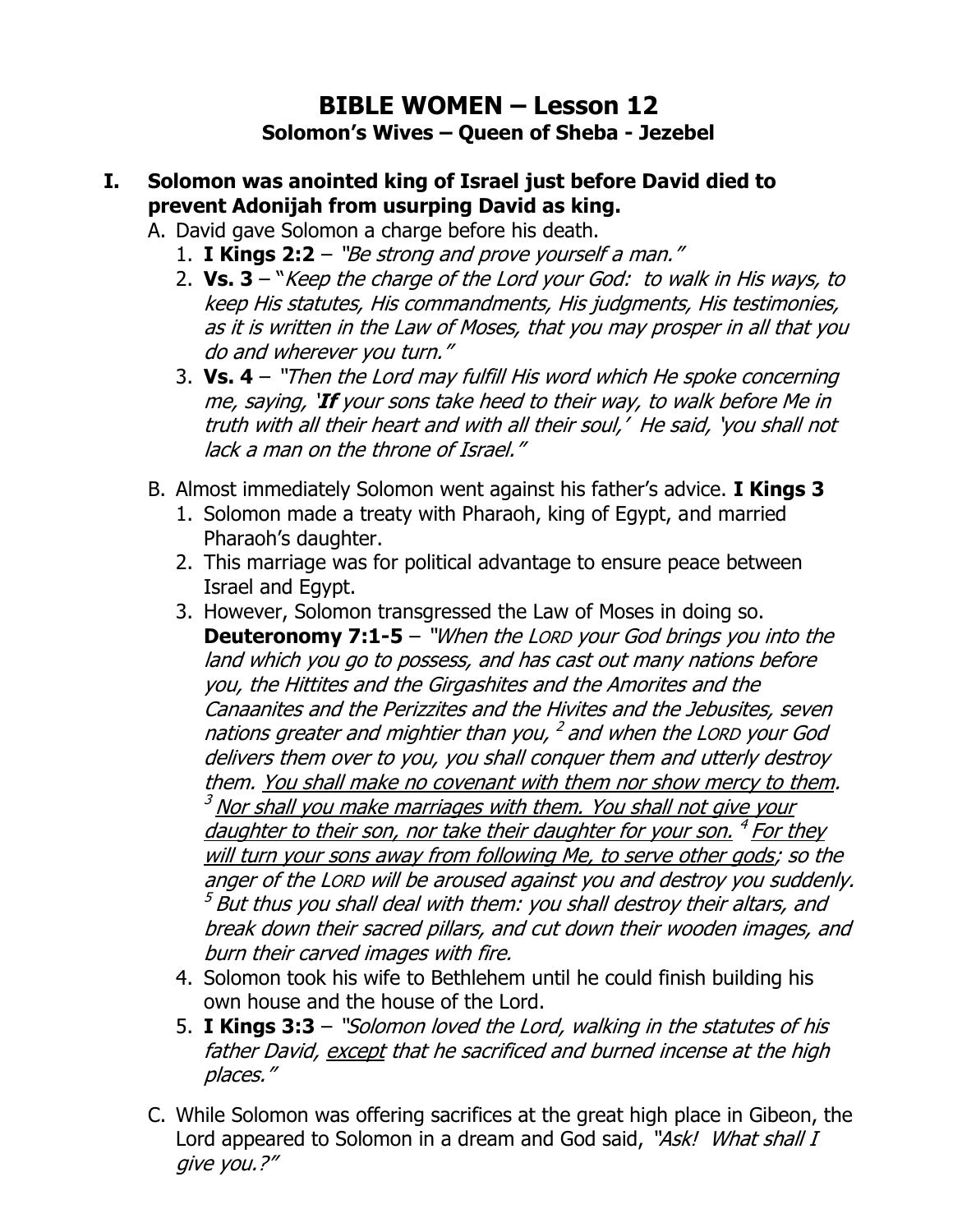# BIBLE WOMEN – Lesson 12

## Solomon's Wives – Queen of Sheba - Jezebel

**I. Solomon was anointed king of Israel just before David died to prevent Adonijah from usurping David as king.**

A. David gave Solomon a charge before his death.

1. **I Kings 2:2** – *"Be strong and prove yourself a man."*
2. **Vs. 3** – *"Keep the charge of the Lord your God: to walk in His ways, to keep His statutes, His commandments, His judgments, His testimonies, as it is written in the Law of Moses, that you may prosper in all that you do and wherever you turn."*
3. **Vs. 4** – *"Then the Lord may fulfill His word which He spoke concerning me, saying, '**If** your sons take heed to their way, to walk before Me in truth with all their heart and with all their soul,' He said, 'you shall not lack a man on the throne of Israel."*

B. Almost immediately Solomon went against his father's advice. **I Kings 3**

1. Solomon made a treaty with Pharaoh, king of Egypt, and married Pharaoh's daughter.
2. This marriage was for political advantage to ensure peace between Israel and Egypt.
3. However, Solomon transgressed the Law of Moses in doing so. **Deuteronomy 7:1-5** – *"When the LORD your God brings you into the land which you go to possess, and has cast out many nations before you, the Hittites and the Girgashites and the Amorites and the Canaanites and the Perizzites and the Hivites and the Jebusites, seven nations greater and mightier than you, [2] and when the LORD your God delivers them over to you, you shall conquer them and utterly destroy them. <u>You shall make no covenant with them nor show mercy to them</u>. [3] <u>Nor shall you make marriages with them. You shall not give your daughter to their son, nor take their daughter for your son.</u> [4] <u>For they will turn your sons away from following Me, to serve other gods</u>; so the anger of the LORD will be aroused against you and destroy you suddenly. [5] But thus you shall deal with them: you shall destroy their altars, and break down their sacred pillars, and cut down their wooden images, and burn their carved images with fire.*
4. Solomon took his wife to Bethlehem until he could finish building his own house and the house of the Lord.
5. **I Kings 3:3** – *"Solomon loved the Lord, walking in the statutes of his father David, <u>except</u> that he sacrificed and burned incense at the high places."*

C. While Solomon was offering sacrifices at the great high place in Gibeon, the Lord appeared to Solomon in a dream and God said, *"Ask! What shall I give you.?"*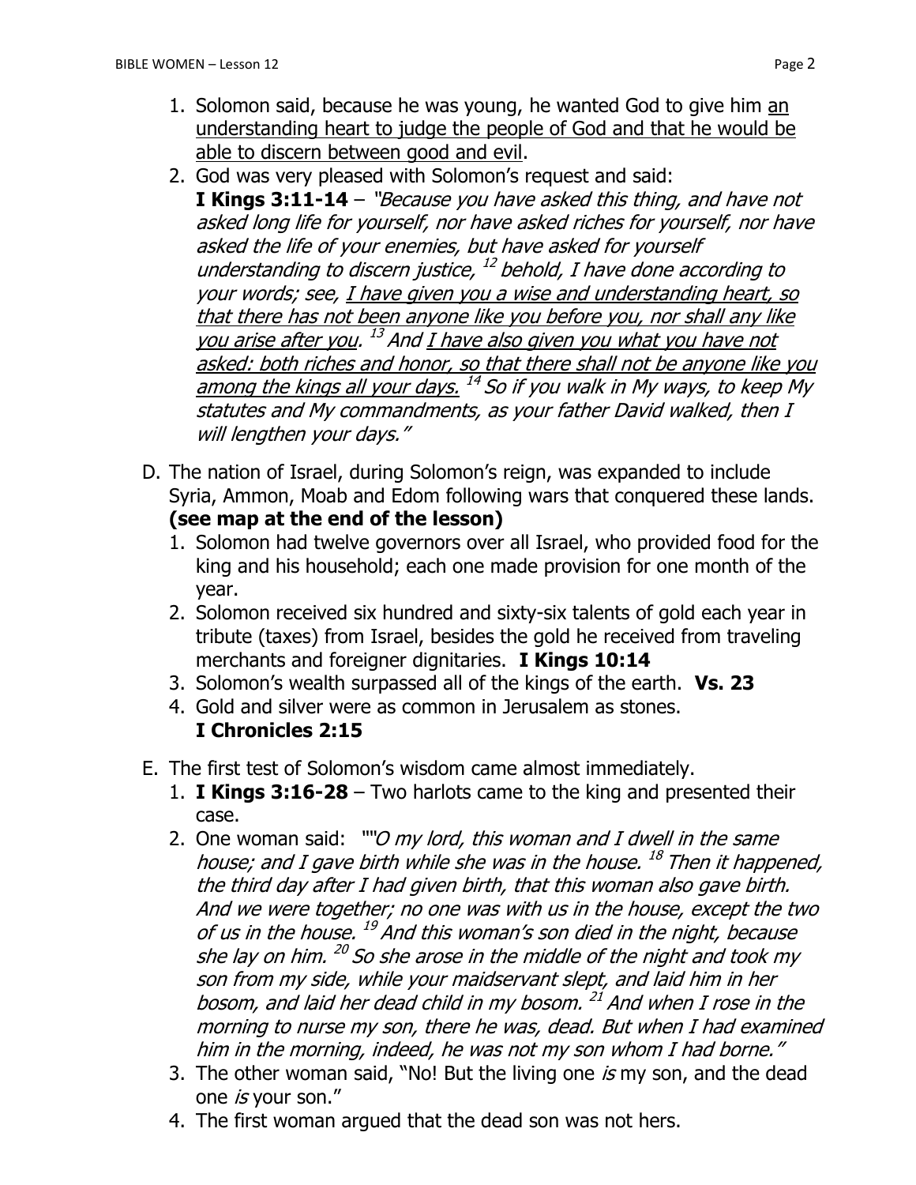1. Solomon said, because he was young, he wanted God to give him <u>an understanding heart to judge the people of God and that he would be able to discern between good and evil</u>.
2. God was very pleased with Solomon's request and said:
   **I Kings 3:11-14** – *"Because you have asked this thing, and have not asked long life for yourself, nor have asked riches for yourself, nor have asked the life of your enemies, but have asked for yourself understanding to discern justice, [12] behold, I have done according to your words; see, <u>I have given you a wise and understanding heart, so that there has not been anyone like you before you, nor shall any like you arise after you</u>. [13] And <u>I have also given you what you have not asked: both riches and honor, so that there shall not be anyone like you among the kings all your days.</u> [14] So if you walk in My ways, to keep My statutes and My commandments, as your father David walked, then I will lengthen your days."*

D. The nation of Israel, during Solomon's reign, was expanded to include Syria, Ammon, Moab and Edom following wars that conquered these lands. **(see map at the end of the lesson)**

1. Solomon had twelve governors over all Israel, who provided food for the king and his household; each one made provision for one month of the year.
2. Solomon received six hundred and sixty-six talents of gold each year in tribute (taxes) from Israel, besides the gold he received from traveling merchants and foreigner dignitaries. **I Kings 10:14**
3. Solomon's wealth surpassed all of the kings of the earth. **Vs. 23**
4. Gold and silver were as common in Jerusalem as stones. **I Chronicles 2:15**

E. The first test of Solomon's wisdom came almost immediately.

1. **I Kings 3:16-28** – Two harlots came to the king and presented their case.
2. One woman said: ""*O my lord, this woman and I dwell in the same house; and I gave birth while she was in the house. [18] Then it happened, the third day after I had given birth, that this woman also gave birth. And we were together; no one was with us in the house, except the two of us in the house. [19] And this woman's son died in the night, because she lay on him. [20] So she arose in the middle of the night and took my son from my side, while your maidservant slept, and laid him in her bosom, and laid her dead child in my bosom. [21] And when I rose in the morning to nurse my son, there he was, dead. But when I had examined him in the morning, indeed, he was not my son whom I had borne."*
3. The other woman said, "No! But the living one *is* my son, and the dead one *is* your son."
4. The first woman argued that the dead son was not hers.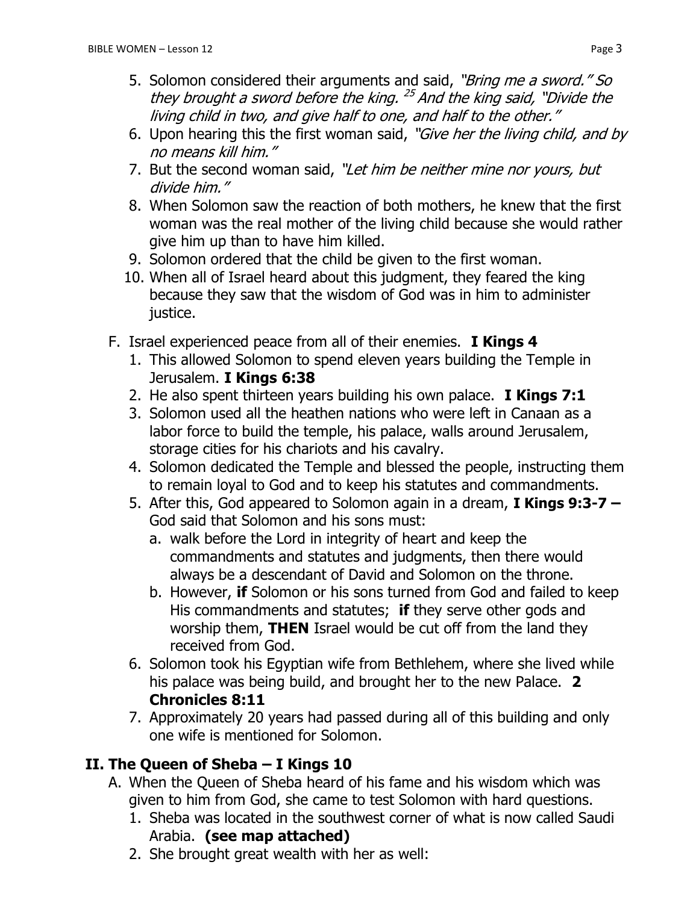5. Solomon considered their arguments and said, *"Bring me a sword." So they brought a sword before the king. [25] And the king said, "Divide the living child in two, and give half to one, and half to the other."*
6. Upon hearing this the first woman said, *"Give her the living child, and by no means kill him."*
7. But the second woman said, *"Let him be neither mine nor yours, but divide him."*
8. When Solomon saw the reaction of both mothers, he knew that the first woman was the real mother of the living child because she would rather give him up than to have him killed.
9. Solomon ordered that the child be given to the first woman.
10. When all of Israel heard about this judgment, they feared the king because they saw that the wisdom of God was in him to administer justice.

F. Israel experienced peace from all of their enemies. **I Kings 4**
   1. This allowed Solomon to spend eleven years building the Temple in Jerusalem. **I Kings 6:38**
   2. He also spent thirteen years building his own palace. **I Kings 7:1**
   3. Solomon used all the heathen nations who were left in Canaan as a labor force to build the temple, his palace, walls around Jerusalem, storage cities for his chariots and his cavalry.
   4. Solomon dedicated the Temple and blessed the people, instructing them to remain loyal to God and to keep his statutes and commandments.
   5. After this, God appeared to Solomon again in a dream, **I Kings 9:3-7 –** God said that Solomon and his sons must:
      a. walk before the Lord in integrity of heart and keep the commandments and statutes and judgments, then there would always be a descendant of David and Solomon on the throne.
      b. However, **if** Solomon or his sons turned from God and failed to keep His commandments and statutes; **if** they serve other gods and worship them, **THEN** Israel would be cut off from the land they received from God.
   6. Solomon took his Egyptian wife from Bethlehem, where she lived while his palace was being build, and brought her to the new Palace. **2 Chronicles 8:11**
   7. Approximately 20 years had passed during all of this building and only one wife is mentioned for Solomon.

## II. The Queen of Sheba – I Kings 10

A. When the Queen of Sheba heard of his fame and his wisdom which was given to him from God, she came to test Solomon with hard questions.
   1. Sheba was located in the southwest corner of what is now called Saudi Arabia. **(see map attached)**
   2. She brought great wealth with her as well: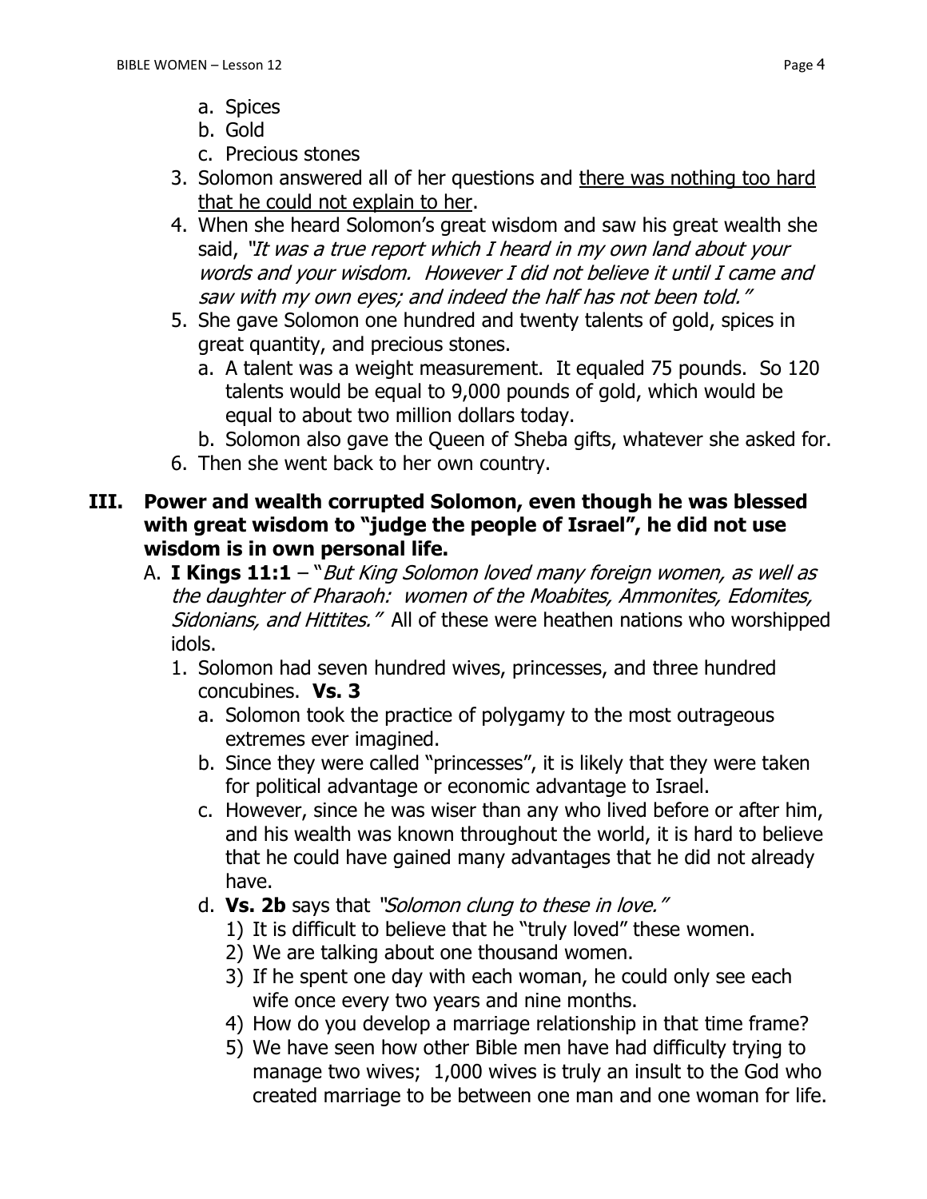a. Spices
   b. Gold
   c. Precious stones
3. Solomon answered all of her questions and <u>there was nothing too hard that he could not explain to her</u>.
4. When she heard Solomon's great wisdom and saw his great wealth she said, *"It was a true report which I heard in my own land about your words and your wisdom. However I did not believe it until I came and saw with my own eyes; and indeed the half has not been told."*
5. She gave Solomon one hundred and twenty talents of gold, spices in great quantity, and precious stones.
   a. A talent was a weight measurement. It equaled 75 pounds. So 120 talents would be equal to 9,000 pounds of gold, which would be equal to about two million dollars today.
   b. Solomon also gave the Queen of Sheba gifts, whatever she asked for.
6. Then she went back to her own country.

## III. Power and wealth corrupted Solomon, even though he was blessed with great wisdom to "judge the people of Israel", he did not use wisdom is in own personal life.

A. **I Kings 11:1** – "*But King Solomon loved many foreign women, as well as the daughter of Pharaoh: women of the Moabites, Ammonites, Edomites, Sidonians, and Hittites."* All of these were heathen nations who worshipped idols.

1. Solomon had seven hundred wives, princesses, and three hundred concubines. **Vs. 3**
   a. Solomon took the practice of polygamy to the most outrageous extremes ever imagined.
   b. Since they were called "princesses", it is likely that they were taken for political advantage or economic advantage to Israel.
   c. However, since he was wiser than any who lived before or after him, and his wealth was known throughout the world, it is hard to believe that he could have gained many advantages that he did not already have.
   d. **Vs. 2b** says that *"Solomon clung to these in love."*
      1) It is difficult to believe that he "truly loved" these women.
      2) We are talking about one thousand women.
      3) If he spent one day with each woman, he could only see each wife once every two years and nine months.
      4) How do you develop a marriage relationship in that time frame?
      5) We have seen how other Bible men have had difficulty trying to manage two wives; 1,000 wives is truly an insult to the God who created marriage to be between one man and one woman for life.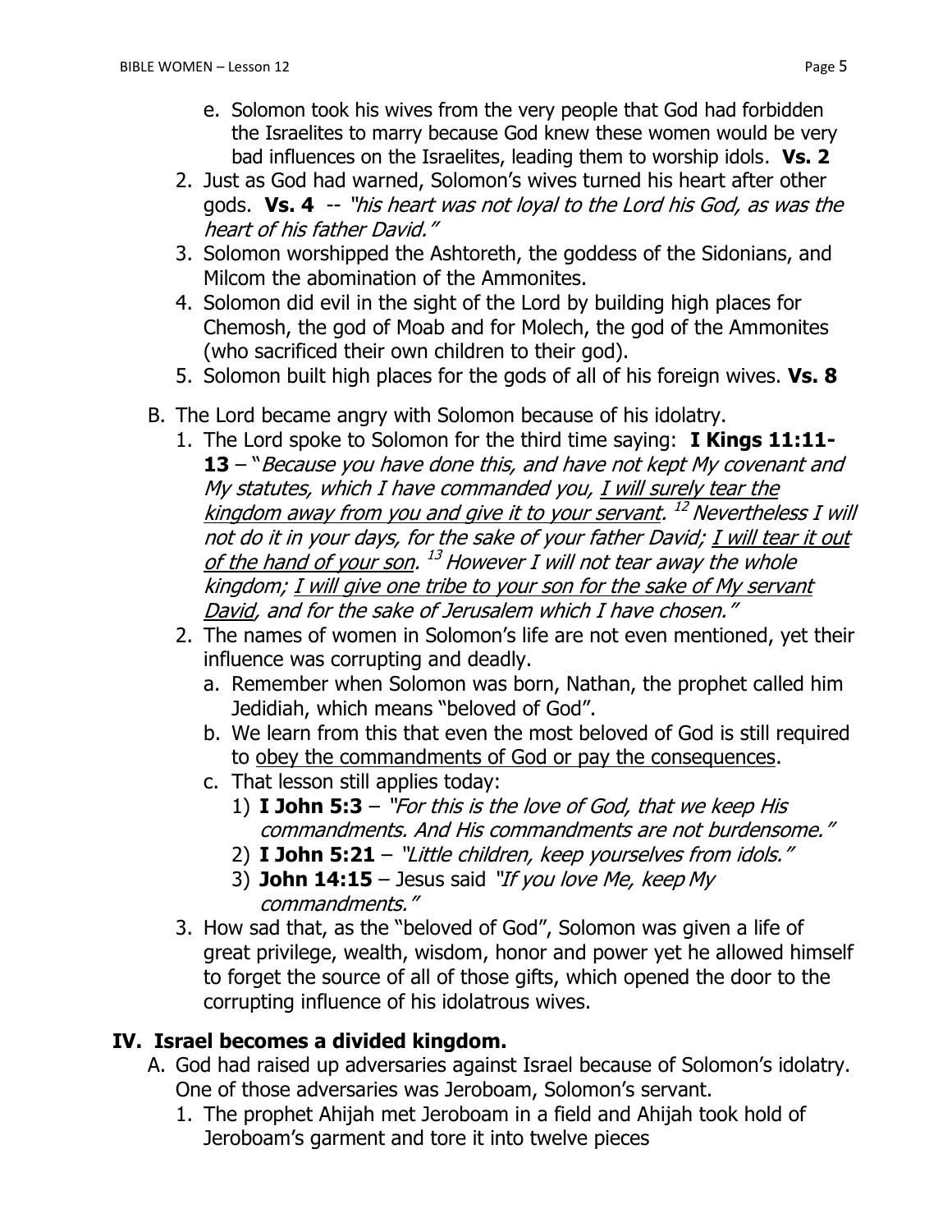e. Solomon took his wives from the very people that God had forbidden the Israelites to marry because God knew these women would be very bad influences on the Israelites, leading them to worship idols. **Vs. 2**

2. Just as God had warned, Solomon's wives turned his heart after other gods. **Vs. 4** -- *"his heart was not loyal to the Lord his God, as was the heart of his father David."*
3. Solomon worshipped the Ashtoreth, the goddess of the Sidonians, and Milcom the abomination of the Ammonites.
4. Solomon did evil in the sight of the Lord by building high places for Chemosh, the god of Moab and for Molech, the god of the Ammonites (who sacrificed their own children to their god).
5. Solomon built high places for the gods of all of his foreign wives. **Vs. 8**

B. The Lord became angry with Solomon because of his idolatry.

1. The Lord spoke to Solomon for the third time saying: **I Kings 11:11-13** – "*Because you have done this, and have not kept My covenant and My statutes, which I have commanded you, <u>I will surely tear the kingdom away from you and give it to your servant</u>. [12] Nevertheless I will not do it in your days, for the sake of your father David; <u>I will tear it out of the hand of your son</u>. [13] However I will not tear away the whole kingdom; <u>I will give one tribe to your son for the sake of My servant David</u>, and for the sake of Jerusalem which I have chosen."*
2. The names of women in Solomon's life are not even mentioned, yet their influence was corrupting and deadly.
   a. Remember when Solomon was born, Nathan, the prophet called him Jedidiah, which means "beloved of God".
   b. We learn from this that even the most beloved of God is still required to <u>obey the commandments of God or pay the consequences</u>.
   c. That lesson still applies today:
      1) **I John 5:3** – *"For this is the love of God, that we keep His commandments. And His commandments are not burdensome."*
      2) **I John 5:21** – *"Little children, keep yourselves from idols."*
      3) **John 14:15** – Jesus said *"If you love Me, keep My commandments."*
3. How sad that, as the "beloved of God", Solomon was given a life of great privilege, wealth, wisdom, honor and power yet he allowed himself to forget the source of all of those gifts, which opened the door to the corrupting influence of his idolatrous wives.

## IV. Israel becomes a divided kingdom.

A. God had raised up adversaries against Israel because of Solomon's idolatry. One of those adversaries was Jeroboam, Solomon's servant.

1. The prophet Ahijah met Jeroboam in a field and Ahijah took hold of Jeroboam's garment and tore it into twelve pieces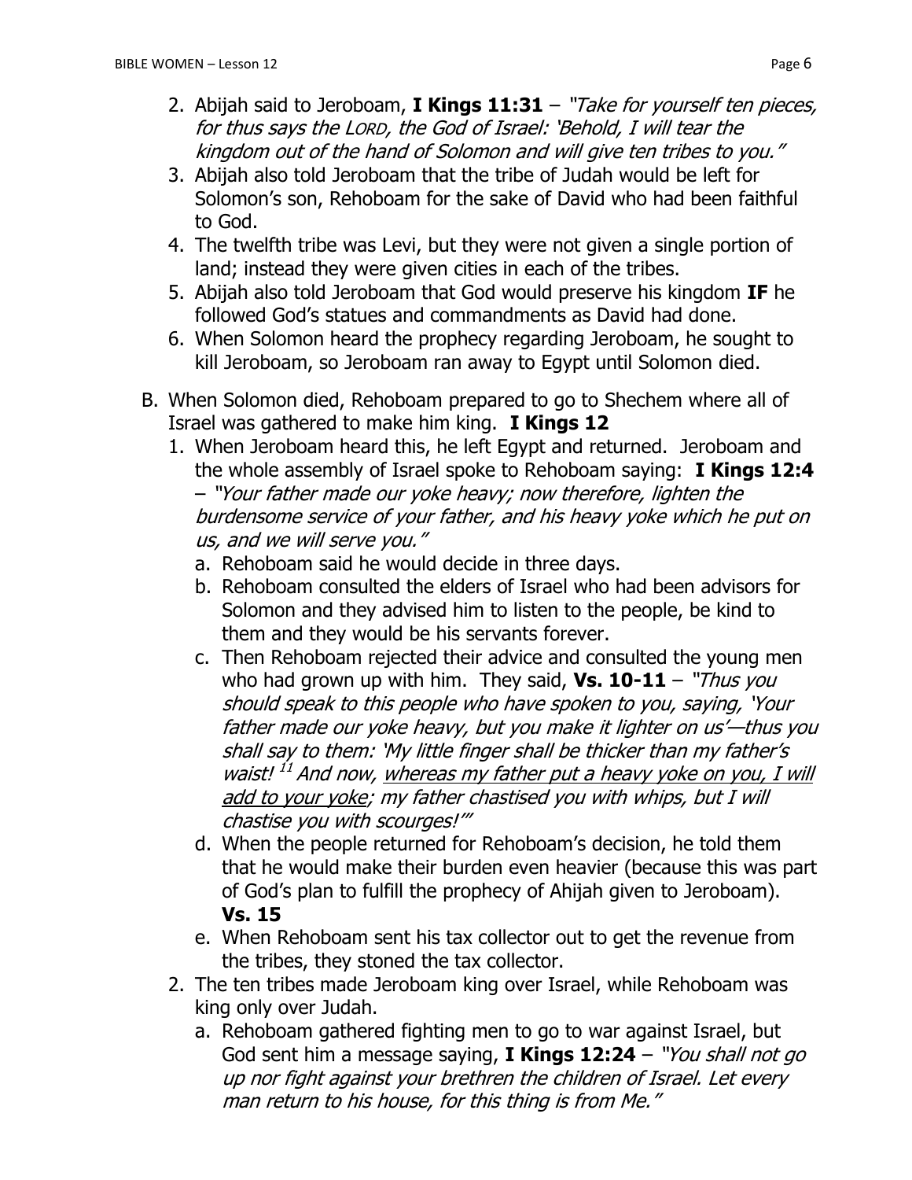2. Abijah said to Jeroboam, **I Kings 11:31** – *"Take for yourself ten pieces, for thus says the LORD, the God of Israel: 'Behold, I will tear the kingdom out of the hand of Solomon and will give ten tribes to you."*
3. Abijah also told Jeroboam that the tribe of Judah would be left for Solomon's son, Rehoboam for the sake of David who had been faithful to God.
4. The twelfth tribe was Levi, but they were not given a single portion of land; instead they were given cities in each of the tribes.
5. Abijah also told Jeroboam that God would preserve his kingdom **IF** he followed God's statues and commandments as David had done.
6. When Solomon heard the prophecy regarding Jeroboam, he sought to kill Jeroboam, so Jeroboam ran away to Egypt until Solomon died.

B. When Solomon died, Rehoboam prepared to go to Shechem where all of Israel was gathered to make him king. **I Kings 12**

1. When Jeroboam heard this, he left Egypt and returned. Jeroboam and the whole assembly of Israel spoke to Rehoboam saying: **I Kings 12:4** – *"Your father made our yoke heavy; now therefore, lighten the burdensome service of your father, and his heavy yoke which he put on us, and we will serve you."*
   a. Rehoboam said he would decide in three days.
   b. Rehoboam consulted the elders of Israel who had been advisors for Solomon and they advised him to listen to the people, be kind to them and they would be his servants forever.
   c. Then Rehoboam rejected their advice and consulted the young men who had grown up with him. They said, **Vs. 10-11** – *"Thus you should speak to this people who have spoken to you, saying, 'Your father made our yoke heavy, but you make it lighter on us'—thus you shall say to them: 'My little finger shall be thicker than my father's waist! [11] And now, <u>whereas my father put a heavy yoke on you, I will add to your yoke</u>; my father chastised you with whips, but I will chastise you with scourges!'"*
   d. When the people returned for Rehoboam's decision, he told them that he would make their burden even heavier (because this was part of God's plan to fulfill the prophecy of Ahijah given to Jeroboam). **Vs. 15**
   e. When Rehoboam sent his tax collector out to get the revenue from the tribes, they stoned the tax collector.
2. The ten tribes made Jeroboam king over Israel, while Rehoboam was king only over Judah.
   a. Rehoboam gathered fighting men to go to war against Israel, but God sent him a message saying, **I Kings 12:24** – *"You shall not go up nor fight against your brethren the children of Israel. Let every man return to his house, for this thing is from Me."*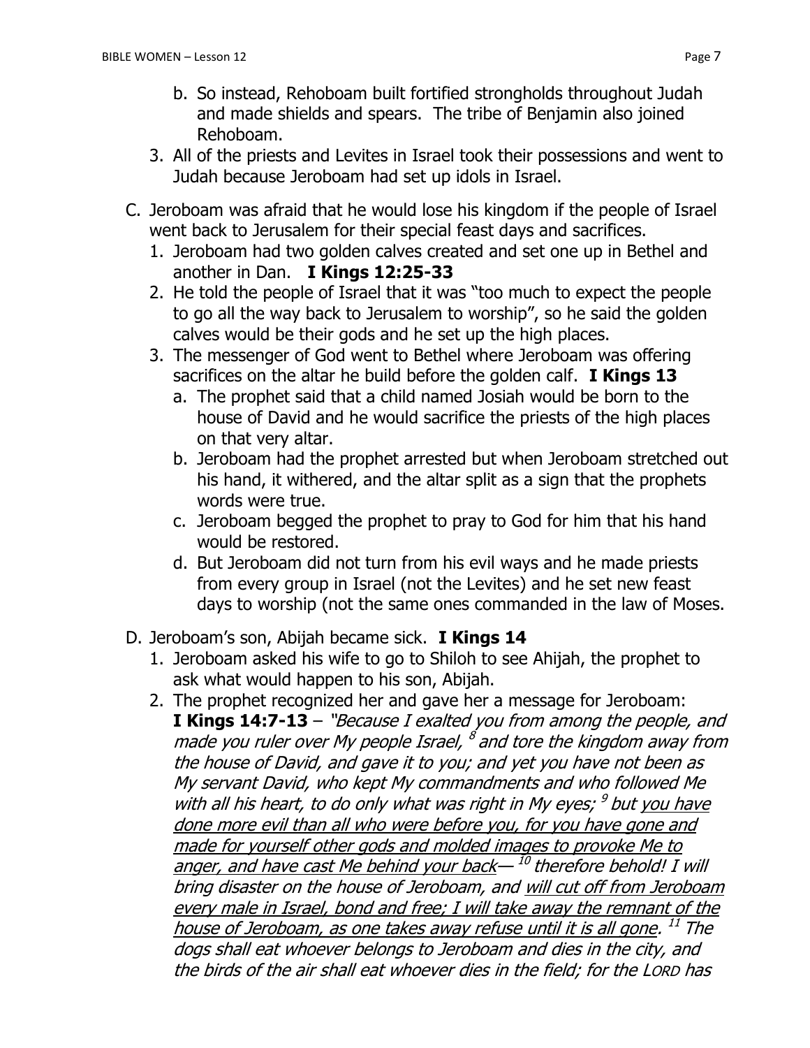b. So instead, Rehoboam built fortified strongholds throughout Judah and made shields and spears. The tribe of Benjamin also joined Rehoboam.
3. All of the priests and Levites in Israel took their possessions and went to Judah because Jeroboam had set up idols in Israel.

C. Jeroboam was afraid that he would lose his kingdom if the people of Israel went back to Jerusalem for their special feast days and sacrifices.
   1. Jeroboam had two golden calves created and set one up in Bethel and another in Dan. **I Kings 12:25-33**
   2. He told the people of Israel that it was "too much to expect the people to go all the way back to Jerusalem to worship", so he said the golden calves would be their gods and he set up the high places.
   3. The messenger of God went to Bethel where Jeroboam was offering sacrifices on the altar he build before the golden calf. **I Kings 13**
      a. The prophet said that a child named Josiah would be born to the house of David and he would sacrifice the priests of the high places on that very altar.
      b. Jeroboam had the prophet arrested but when Jeroboam stretched out his hand, it withered, and the altar split as a sign that the prophets words were true.
      c. Jeroboam begged the prophet to pray to God for him that his hand would be restored.
      d. But Jeroboam did not turn from his evil ways and he made priests from every group in Israel (not the Levites) and he set new feast days to worship (not the same ones commanded in the law of Moses.

D. Jeroboam's son, Abijah became sick. **I Kings 14**
   1. Jeroboam asked his wife to go to Shiloh to see Ahijah, the prophet to ask what would happen to his son, Abijah.
   2. The prophet recognized her and gave her a message for Jeroboam: **I Kings 14:7-13** – *"Because I exalted you from among the people, and made you ruler over My people Israel, [8] and tore the kingdom away from the house of David, and gave it to you; and yet you have not been as My servant David, who kept My commandments and who followed Me with all his heart, to do only what was right in My eyes; [9] but <u>you have done more evil than all who were before you, for you have gone and made for yourself other gods and molded images to provoke Me to anger, and have cast Me behind your back</u>— [10] therefore behold! I will bring disaster on the house of Jeroboam, and <u>will cut off from Jeroboam every male in Israel, bond and free; I will take away the remnant of the house of Jeroboam, as one takes away refuse until it is all gone</u>. [11] The dogs shall eat whoever belongs to Jeroboam and dies in the city, and the birds of the air shall eat whoever dies in the field; for the LORD has*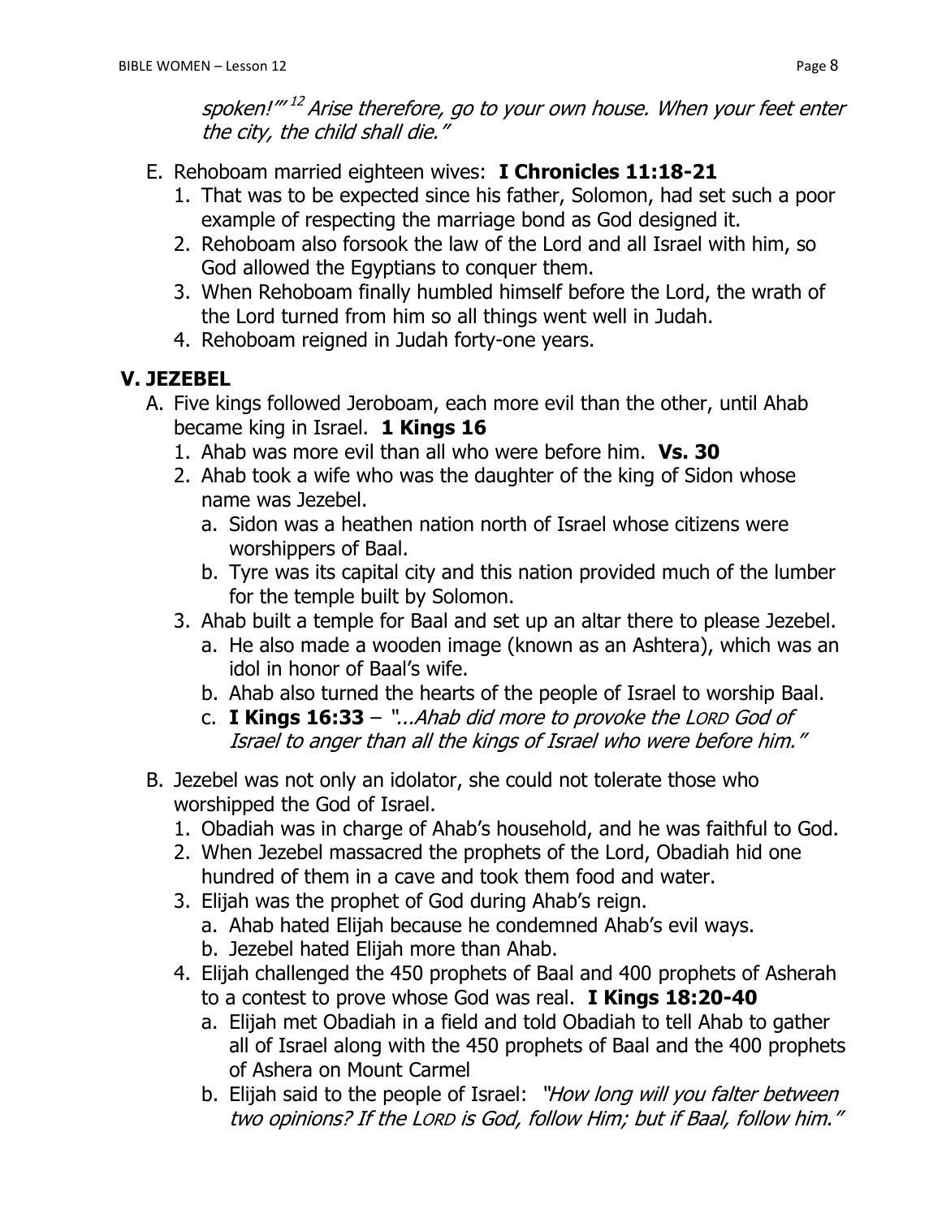*spoken!'"* [12] *Arise therefore, go to your own house. When your feet enter the city, the child shall die."*

E. Rehoboam married eighteen wives: **I Chronicles 11:18-21**
   1. That was to be expected since his father, Solomon, had set such a poor example of respecting the marriage bond as God designed it.
   2. Rehoboam also forsook the law of the Lord and all Israel with him, so God allowed the Egyptians to conquer them.
   3. When Rehoboam finally humbled himself before the Lord, the wrath of the Lord turned from him so all things went well in Judah.
   4. Rehoboam reigned in Judah forty-one years.

## V. JEZEBEL

A. Five kings followed Jeroboam, each more evil than the other, until Ahab became king in Israel. **1 Kings 16**
   1. Ahab was more evil than all who were before him. **Vs. 30**
   2. Ahab took a wife who was the daughter of the king of Sidon whose name was Jezebel.
      a. Sidon was a heathen nation north of Israel whose citizens were worshippers of Baal.
      b. Tyre was its capital city and this nation provided much of the lumber for the temple built by Solomon.
   3. Ahab built a temple for Baal and set up an altar there to please Jezebel.
      a. He also made a wooden image (known as an Ashtera), which was an idol in honor of Baal's wife.
      b. Ahab also turned the hearts of the people of Israel to worship Baal.
      c. **I Kings 16:33** – *"...Ahab did more to provoke the LORD God of Israel to anger than all the kings of Israel who were before him."*

B. Jezebel was not only an idolator, she could not tolerate those who worshipped the God of Israel.
   1. Obadiah was in charge of Ahab's household, and he was faithful to God.
   2. When Jezebel massacred the prophets of the Lord, Obadiah hid one hundred of them in a cave and took them food and water.
   3. Elijah was the prophet of God during Ahab's reign.
      a. Ahab hated Elijah because he condemned Ahab's evil ways.
      b. Jezebel hated Elijah more than Ahab.
   4. Elijah challenged the 450 prophets of Baal and 400 prophets of Asherah to a contest to prove whose God was real. **I Kings 18:20-40**
      a. Elijah met Obadiah in a field and told Obadiah to tell Ahab to gather all of Israel along with the 450 prophets of Baal and the 400 prophets of Ashera on Mount Carmel
      b. Elijah said to the people of Israel: *"How long will you falter between two opinions? If the LORD is God, follow Him; but if Baal, follow him."*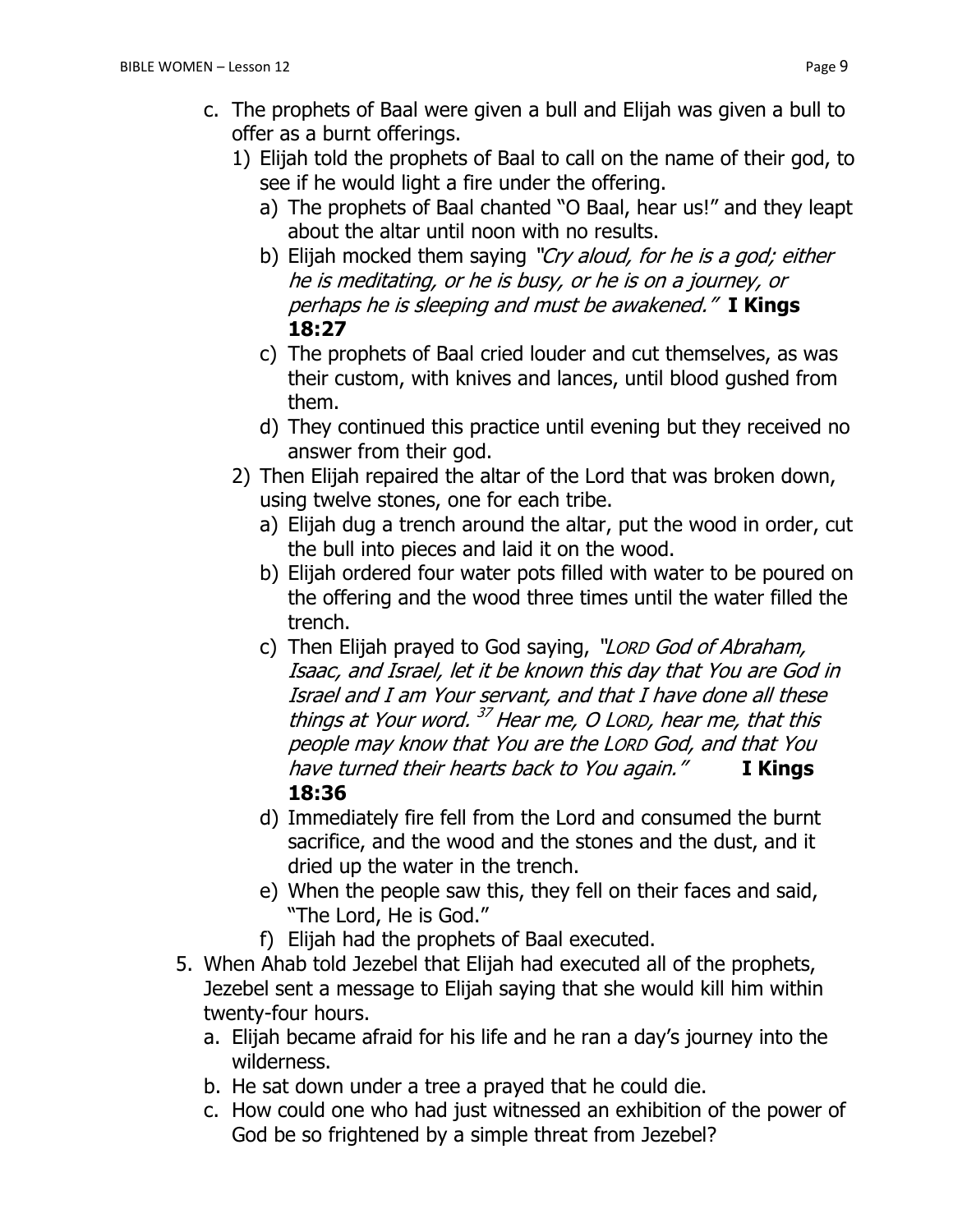c. The prophets of Baal were given a bull and Elijah was given a bull to offer as a burnt offerings.
   1) Elijah told the prophets of Baal to call on the name of their god, to see if he would light a fire under the offering.
      a) The prophets of Baal chanted "O Baal, hear us!" and they leapt about the altar until noon with no results.
      b) Elijah mocked them saying *"Cry aloud, for he is a god; either he is meditating, or he is busy, or he is on a journey, or perhaps he is sleeping and must be awakened."* **I Kings 18:27**
      c) The prophets of Baal cried louder and cut themselves, as was their custom, with knives and lances, until blood gushed from them.
      d) They continued this practice until evening but they received no answer from their god.
   2) Then Elijah repaired the altar of the Lord that was broken down, using twelve stones, one for each tribe.
      a) Elijah dug a trench around the altar, put the wood in order, cut the bull into pieces and laid it on the wood.
      b) Elijah ordered four water pots filled with water to be poured on the offering and the wood three times until the water filled the trench.
      c) Then Elijah prayed to God saying, *"LORD God of Abraham, Isaac, and Israel, let it be known this day that You are God in Israel and I am Your servant, and that I have done all these things at Your word. [37] Hear me, O LORD, hear me, that this people may know that You are the LORD God, and that You have turned their hearts back to You again."* **I Kings 18:36**
      d) Immediately fire fell from the Lord and consumed the burnt sacrifice, and the wood and the stones and the dust, and it dried up the water in the trench.
      e) When the people saw this, they fell on their faces and said, "The Lord, He is God."
      f) Elijah had the prophets of Baal executed.

5. When Ahab told Jezebel that Elijah had executed all of the prophets, Jezebel sent a message to Elijah saying that she would kill him within twenty-four hours.
   a. Elijah became afraid for his life and he ran a day's journey into the wilderness.
   b. He sat down under a tree a prayed that he could die.
   c. How could one who had just witnessed an exhibition of the power of God be so frightened by a simple threat from Jezebel?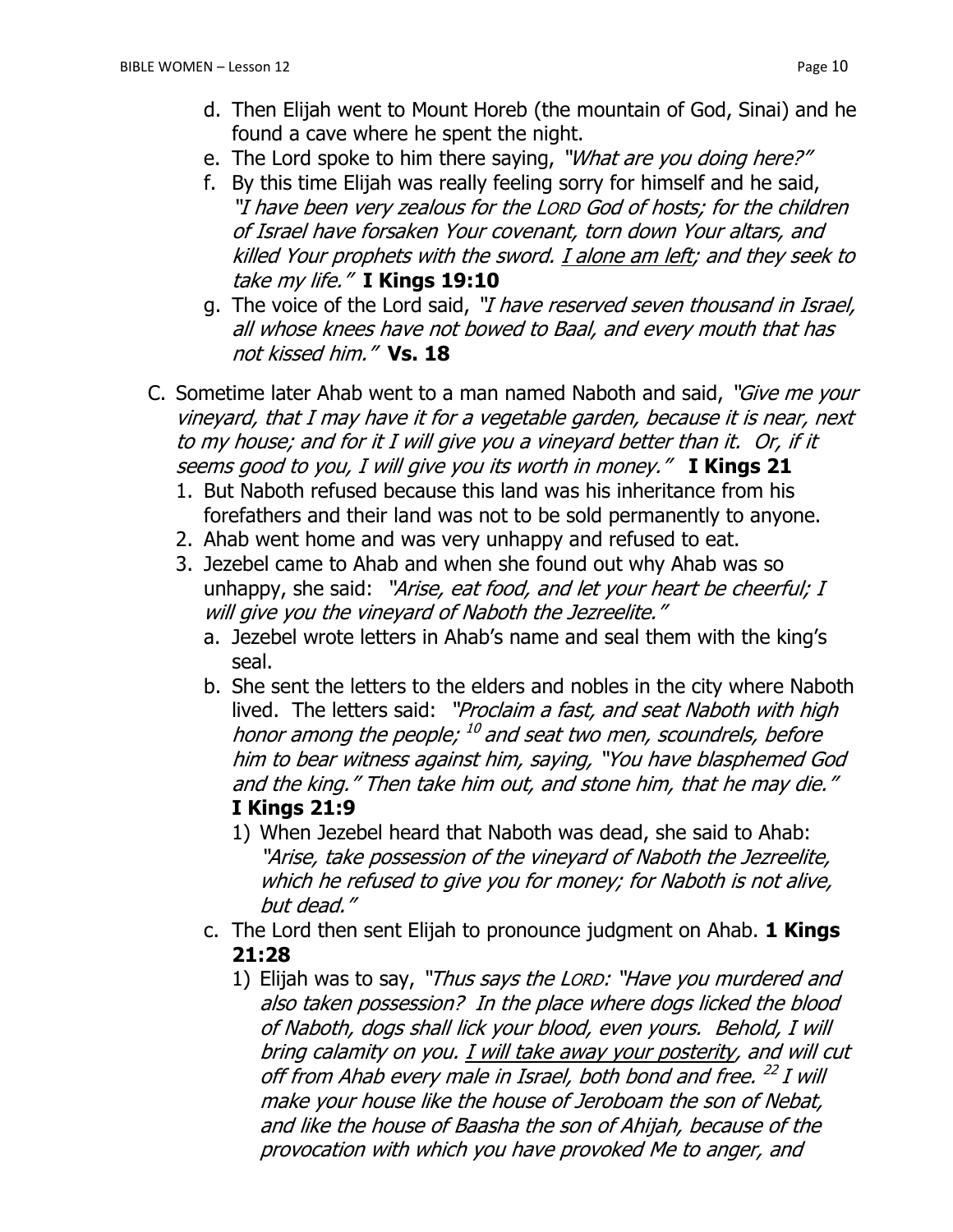d. Then Elijah went to Mount Horeb (the mountain of God, Sinai) and he found a cave where he spent the night.

e. The Lord spoke to him there saying, *"What are you doing here?"*

f. By this time Elijah was really feeling sorry for himself and he said, *"I have been very zealous for the LORD God of hosts; for the children of Israel have forsaken Your covenant, torn down Your altars, and killed Your prophets with the sword. I alone am left; and they seek to take my life."* **I Kings 19:10**

g. The voice of the Lord said, *"I have reserved seven thousand in Israel, all whose knees have not bowed to Baal, and every mouth that has not kissed him."* **Vs. 18**

C. Sometime later Ahab went to a man named Naboth and said, *"Give me your vineyard, that I may have it for a vegetable garden, because it is near, next to my house; and for it I will give you a vineyard better than it. Or, if it seems good to you, I will give you its worth in money."* **I Kings 21**

1. But Naboth refused because this land was his inheritance from his forefathers and their land was not to be sold permanently to anyone.
2. Ahab went home and was very unhappy and refused to eat.
3. Jezebel came to Ahab and when she found out why Ahab was so unhappy, she said: *"Arise, eat food, and let your heart be cheerful; I will give you the vineyard of Naboth the Jezreelite."*

   a. Jezebel wrote letters in Ahab's name and seal them with the king's seal.

   b. She sent the letters to the elders and nobles in the city where Naboth lived. The letters said: *"Proclaim a fast, and seat Naboth with high honor among the people; [10] and seat two men, scoundrels, before him to bear witness against him, saying, "You have blasphemed God and the king." Then take him out, and stone him, that he may die."* **I Kings 21:9**

      1) When Jezebel heard that Naboth was dead, she said to Ahab: *"Arise, take possession of the vineyard of Naboth the Jezreelite, which he refused to give you for money; for Naboth is not alive, but dead."*

   c. The Lord then sent Elijah to pronounce judgment on Ahab. **1 Kings 21:28**

      1) Elijah was to say, *"Thus says the LORD: "Have you murdered and also taken possession? In the place where dogs licked the blood of Naboth, dogs shall lick your blood, even yours. Behold, I will bring calamity on you. I will take away your posterity, and will cut off from Ahab every male in Israel, both bond and free. [22] I will make your house like the house of Jeroboam the son of Nebat, and like the house of Baasha the son of Ahijah, because of the provocation with which you have provoked Me to anger, and*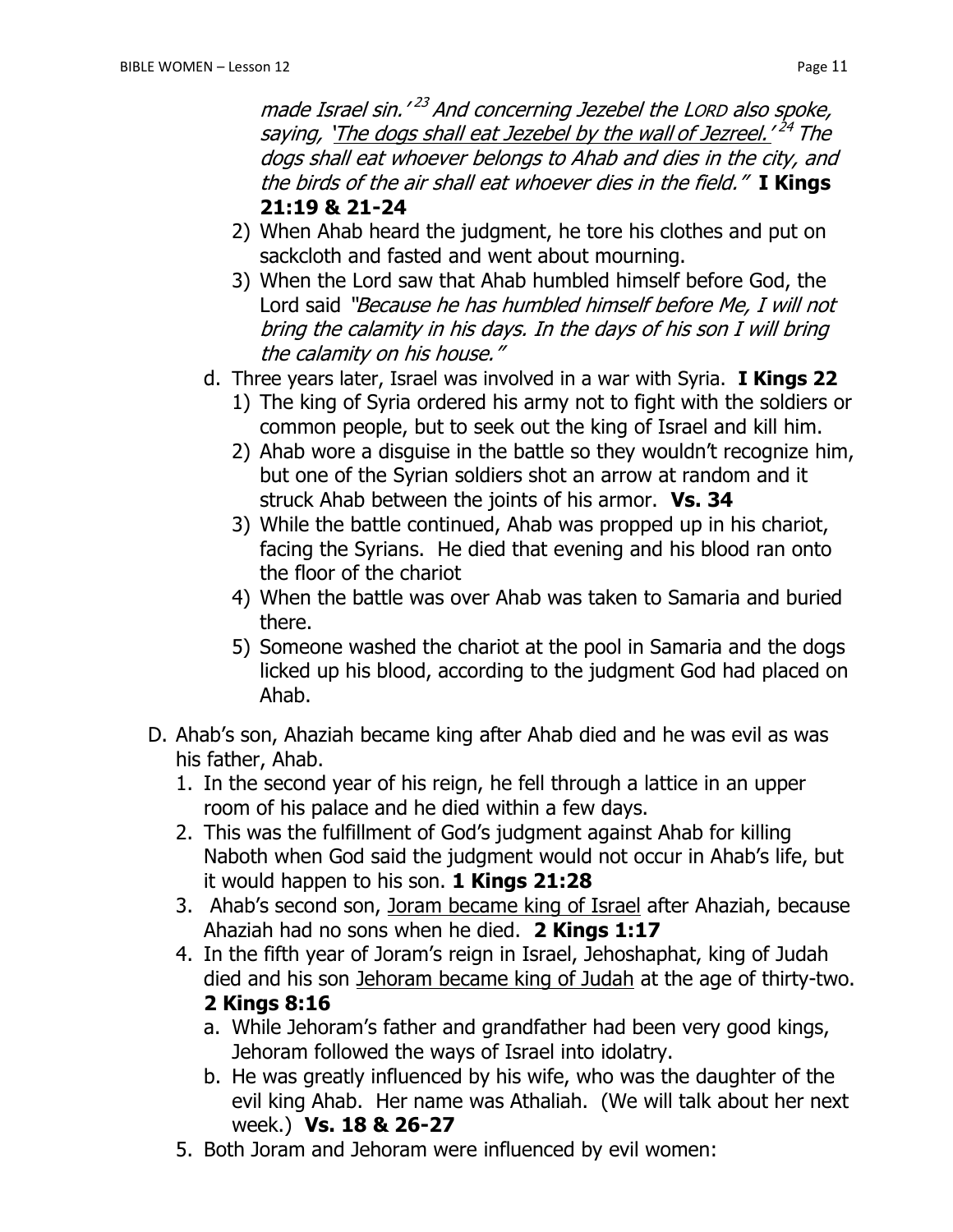*made Israel sin.'* [23] *And concerning Jezebel the* L*ORD also spoke, saying, '<u>The dogs shall eat Jezebel by the wall of Jezreel.</u>'* [24] *The dogs shall eat whoever belongs to Ahab and dies in the city, and the birds of the air shall eat whoever dies in the field."* **I Kings 21:19 & 21-24**

   2) When Ahab heard the judgment, he tore his clothes and put on sackcloth and fasted and went about mourning.
   3) When the Lord saw that Ahab humbled himself before God, the Lord said *"Because he has humbled himself before Me, I will not bring the calamity in his days. In the days of his son I will bring the calamity on his house."*

d. Three years later, Israel was involved in a war with Syria. **I Kings 22**
   1) The king of Syria ordered his army not to fight with the soldiers or common people, but to seek out the king of Israel and kill him.
   2) Ahab wore a disguise in the battle so they wouldn't recognize him, but one of the Syrian soldiers shot an arrow at random and it struck Ahab between the joints of his armor. **Vs. 34**
   3) While the battle continued, Ahab was propped up in his chariot, facing the Syrians. He died that evening and his blood ran onto the floor of the chariot
   4) When the battle was over Ahab was taken to Samaria and buried there.
   5) Someone washed the chariot at the pool in Samaria and the dogs licked up his blood, according to the judgment God had placed on Ahab.

D. Ahab's son, Ahaziah became king after Ahab died and he was evil as was his father, Ahab.
   1. In the second year of his reign, he fell through a lattice in an upper room of his palace and he died within a few days.
   2. This was the fulfillment of God's judgment against Ahab for killing Naboth when God said the judgment would not occur in Ahab's life, but it would happen to his son. **1 Kings 21:28**
   3. Ahab's second son, <u>Joram became king of Israel</u> after Ahaziah, because Ahaziah had no sons when he died. **2 Kings 1:17**
   4. In the fifth year of Joram's reign in Israel, Jehoshaphat, king of Judah died and his son <u>Jehoram became king of Judah</u> at the age of thirty-two. **2 Kings 8:16**
      a. While Jehoram's father and grandfather had been very good kings, Jehoram followed the ways of Israel into idolatry.
      b. He was greatly influenced by his wife, who was the daughter of the evil king Ahab. Her name was Athaliah. (We will talk about her next week.) **Vs. 18 & 26-27**
   5. Both Joram and Jehoram were influenced by evil women: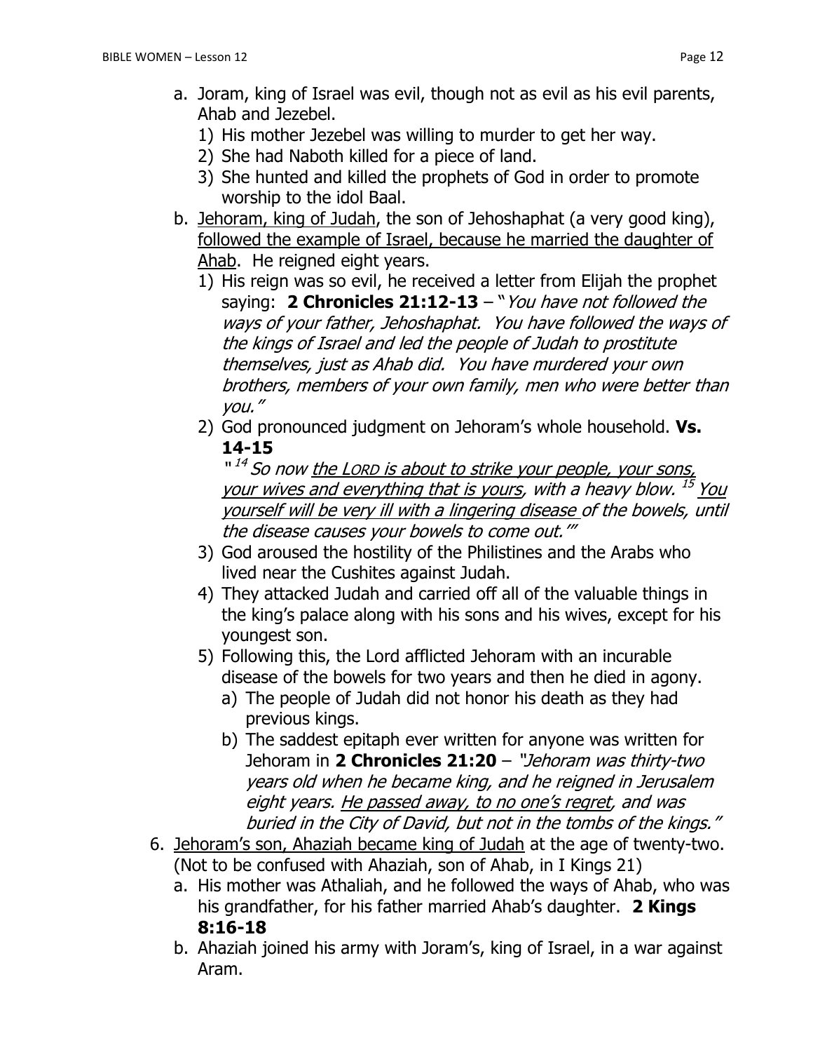a. Joram, king of Israel was evil, though not as evil as his evil parents, Ahab and Jezebel.
   1) His mother Jezebel was willing to murder to get her way.
   2) She had Naboth killed for a piece of land.
   3) She hunted and killed the prophets of God in order to promote worship to the idol Baal.

b. <u>Jehoram, king of Judah</u>, the son of Jehoshaphat (a very good king), <u>followed the example of Israel, because he married the daughter of Ahab</u>. He reigned eight years.
   1) His reign was so evil, he received a letter from Elijah the prophet saying: **2 Chronicles 21:12-13** – "*You have not followed the ways of your father, Jehoshaphat. You have followed the ways of the kings of Israel and led the people of Judah to prostitute themselves, just as Ahab did. You have murdered your own brothers, members of your own family, men who were better than you.*"
   2) God pronounced judgment on Jehoram's whole household. **Vs. 14-15**
      "[14] *So now <u>the LORD is about to strike your people, your sons, your wives and everything that is yours</u>, with a heavy blow.* [15] *<u>You yourself will be very ill with a lingering disease</u> of the bowels, until the disease causes your bowels to come out.'"*
   3) God aroused the hostility of the Philistines and the Arabs who lived near the Cushites against Judah.
   4) They attacked Judah and carried off all of the valuable things in the king's palace along with his sons and his wives, except for his youngest son.
   5) Following this, the Lord afflicted Jehoram with an incurable disease of the bowels for two years and then he died in agony.
      a) The people of Judah did not honor his death as they had previous kings.
      b) The saddest epitaph ever written for anyone was written for Jehoram in **2 Chronicles 21:20** – *"Jehoram was thirty-two years old when he became king, and he reigned in Jerusalem eight years. <u>He passed away, to no one's regret</u>, and was buried in the City of David, but not in the tombs of the kings."*

6. <u>Jehoram's son, Ahaziah became king of Judah</u> at the age of twenty-two. (Not to be confused with Ahaziah, son of Ahab, in I Kings 21)
   a. His mother was Athaliah, and he followed the ways of Ahab, who was his grandfather, for his father married Ahab's daughter. **2 Kings 8:16-18**
   b. Ahaziah joined his army with Joram's, king of Israel, in a war against Aram.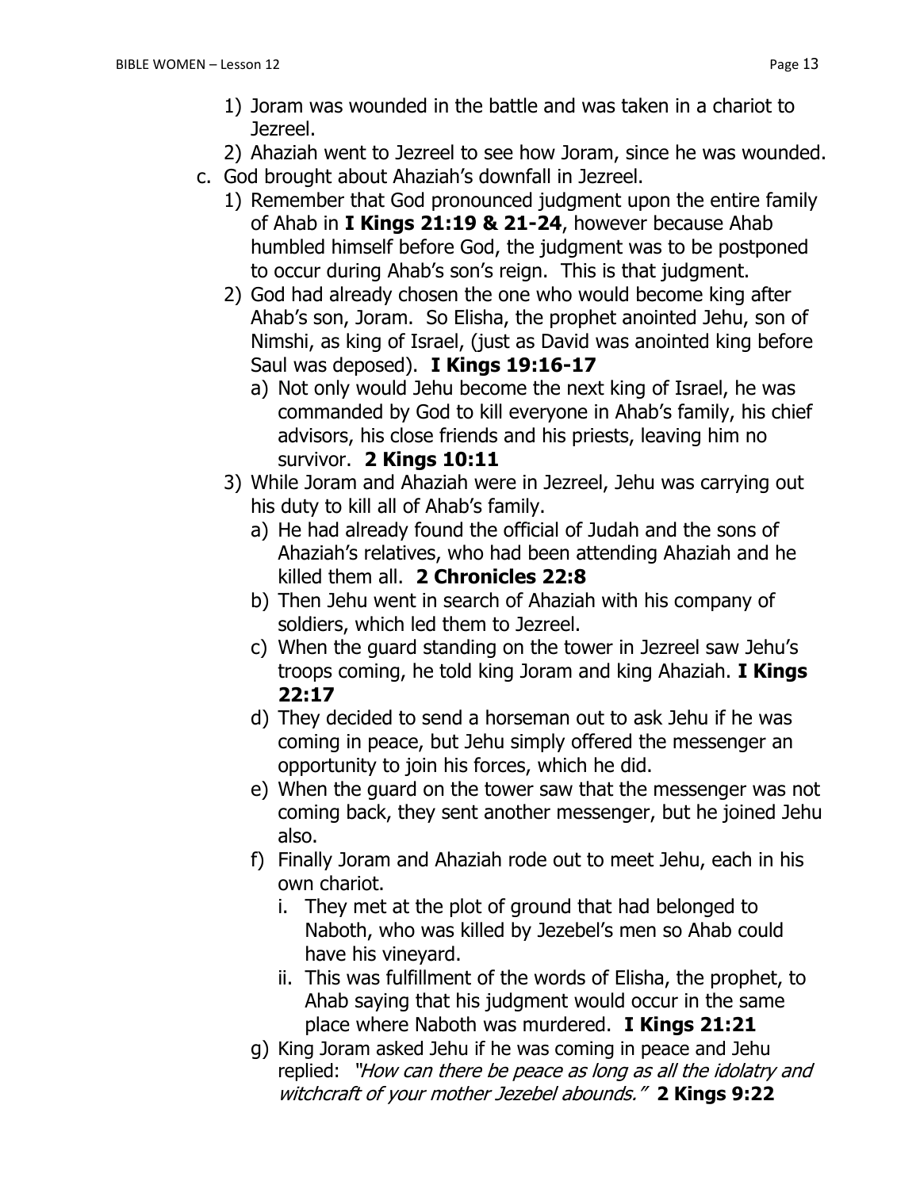1) Joram was wounded in the battle and was taken in a chariot to Jezreel.
2) Ahaziah went to Jezreel to see how Joram, since he was wounded.

c. God brought about Ahaziah's downfall in Jezreel.

1) Remember that God pronounced judgment upon the entire family of Ahab in **I Kings 21:19 & 21-24**, however because Ahab humbled himself before God, the judgment was to be postponed to occur during Ahab's son's reign. This is that judgment.
2) God had already chosen the one who would become king after Ahab's son, Joram. So Elisha, the prophet anointed Jehu, son of Nimshi, as king of Israel, (just as David was anointed king before Saul was deposed). **I Kings 19:16-17**
   a) Not only would Jehu become the next king of Israel, he was commanded by God to kill everyone in Ahab's family, his chief advisors, his close friends and his priests, leaving him no survivor. **2 Kings 10:11**
3) While Joram and Ahaziah were in Jezreel, Jehu was carrying out his duty to kill all of Ahab's family.
   a) He had already found the official of Judah and the sons of Ahaziah's relatives, who had been attending Ahaziah and he killed them all. **2 Chronicles 22:8**
   b) Then Jehu went in search of Ahaziah with his company of soldiers, which led them to Jezreel.
   c) When the guard standing on the tower in Jezreel saw Jehu's troops coming, he told king Joram and king Ahaziah. **I Kings 22:17**
   d) They decided to send a horseman out to ask Jehu if he was coming in peace, but Jehu simply offered the messenger an opportunity to join his forces, which he did.
   e) When the guard on the tower saw that the messenger was not coming back, they sent another messenger, but he joined Jehu also.
   f) Finally Joram and Ahaziah rode out to meet Jehu, each in his own chariot.
      i. They met at the plot of ground that had belonged to Naboth, who was killed by Jezebel's men so Ahab could have his vineyard.
      ii. This was fulfillment of the words of Elisha, the prophet, to Ahab saying that his judgment would occur in the same place where Naboth was murdered. **I Kings 21:21**
   g) King Joram asked Jehu if he was coming in peace and Jehu replied: *"How can there be peace as long as all the idolatry and witchcraft of your mother Jezebel abounds."* **2 Kings 9:22**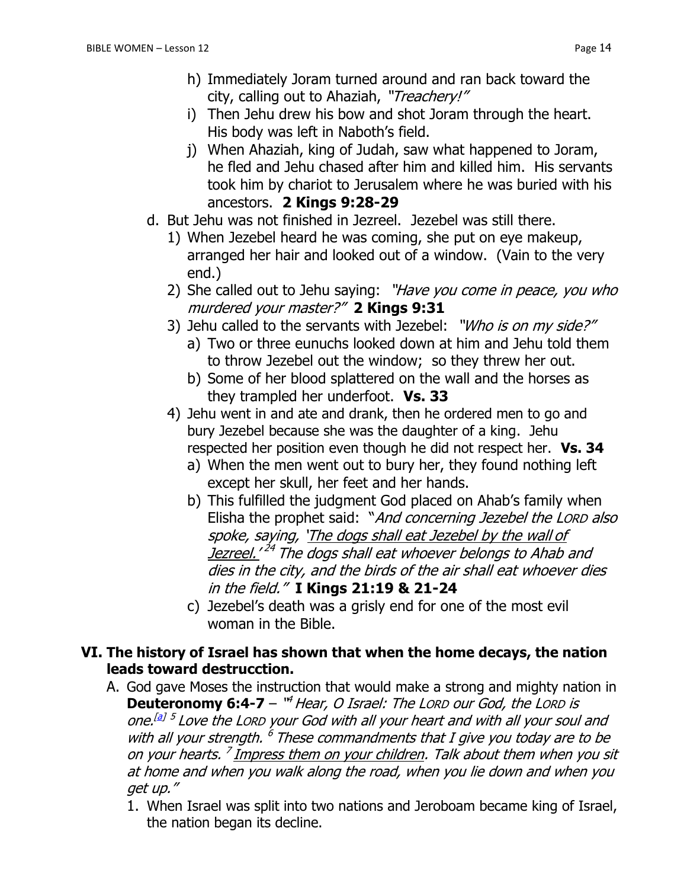h) Immediately Joram turned around and ran back toward the city, calling out to Ahaziah, *"Treachery!"*

i) Then Jehu drew his bow and shot Joram through the heart. His body was left in Naboth's field.

j) When Ahaziah, king of Judah, saw what happened to Joram, he fled and Jehu chased after him and killed him. His servants took him by chariot to Jerusalem where he was buried with his ancestors. **2 Kings 9:28-29**

d. But Jehu was not finished in Jezreel. Jezebel was still there.

1) When Jezebel heard he was coming, she put on eye makeup, arranged her hair and looked out of a window. (Vain to the very end.)

2) She called out to Jehu saying: *"Have you come in peace, you who murdered your master?"* **2 Kings 9:31**

3) Jehu called to the servants with Jezebel: *"Who is on my side?"*

a) Two or three eunuchs looked down at him and Jehu told them to throw Jezebel out the window; so they threw her out.

b) Some of her blood splattered on the wall and the horses as they trampled her underfoot. **Vs. 33**

4) Jehu went in and ate and drank, then he ordered men to go and bury Jezebel because she was the daughter of a king. Jehu respected her position even though he did not respect her. **Vs. 34**

a) When the men went out to bury her, they found nothing left except her skull, her feet and her hands.

b) This fulfilled the judgment God placed on Ahab's family when Elisha the prophet said: "*And concerning Jezebel the LORD also spoke, saying, '<u>The dogs shall eat Jezebel by the wall of Jezreel.</u>' [24] The dogs shall eat whoever belongs to Ahab and dies in the city, and the birds of the air shall eat whoever dies in the field."* **I Kings 21:19 & 21-24**

c) Jezebel's death was a grisly end for one of the most evil woman in the Bible.

## VI. The history of Israel has shown that when the home decays, the nation leads toward destrucction.

A. God gave Moses the instruction that would make a strong and mighty nation in **Deuteronomy 6:4-7** – "[4] *Hear, O Israel: The LORD our God, the LORD is one.*[a] [5] *Love the LORD your God with all your heart and with all your soul and with all your strength.* [6] *These commandments that I give you today are to be on your hearts.* [7] *<u>Impress them on your children</u>. Talk about them when you sit at home and when you walk along the road, when you lie down and when you get up."*

1. When Israel was split into two nations and Jeroboam became king of Israel, the nation began its decline.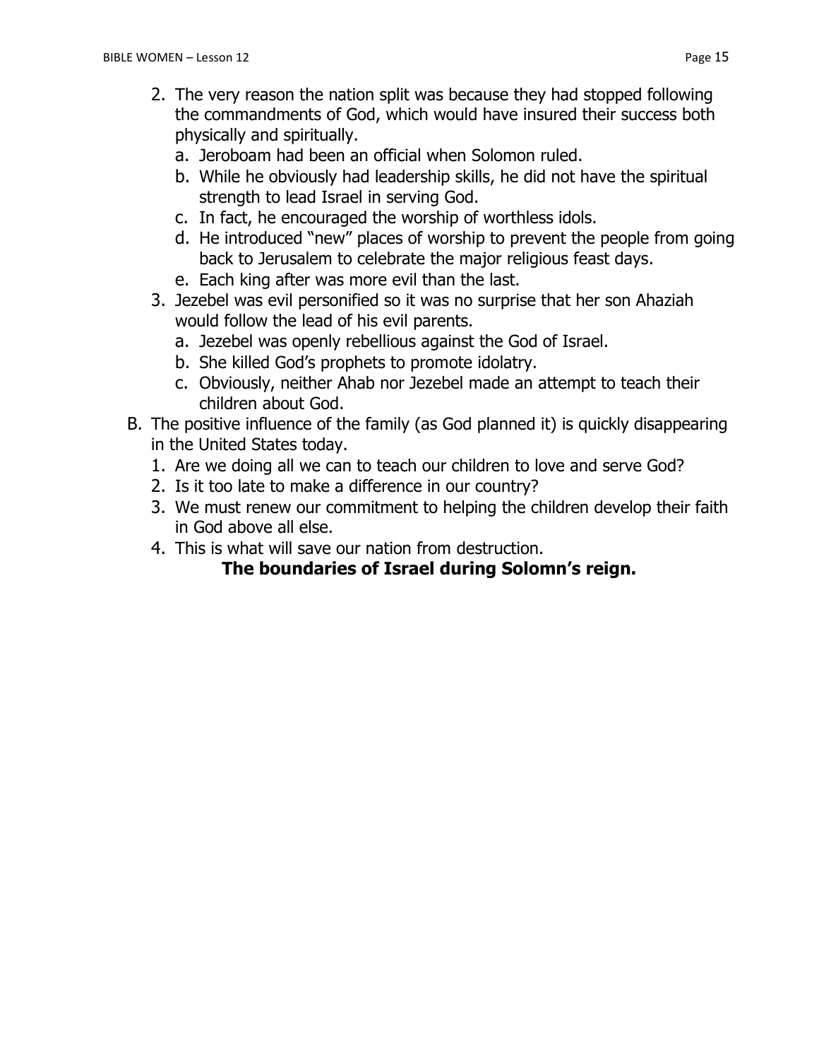2. The very reason the nation split was because they had stopped following the commandments of God, which would have insured their success both physically and spiritually.
   a. Jeroboam had been an official when Solomon ruled.
   b. While he obviously had leadership skills, he did not have the spiritual strength to lead Israel in serving God.
   c. In fact, he encouraged the worship of worthless idols.
   d. He introduced "new" places of worship to prevent the people from going back to Jerusalem to celebrate the major religious feast days.
   e. Each king after was more evil than the last.
3. Jezebel was evil personified so it was no surprise that her son Ahaziah would follow the lead of his evil parents.
   a. Jezebel was openly rebellious against the God of Israel.
   b. She killed God's prophets to promote idolatry.
   c. Obviously, neither Ahab nor Jezebel made an attempt to teach their children about God.

B. The positive influence of the family (as God planned it) is quickly disappearing in the United States today.
   1. Are we doing all we can to teach our children to love and serve God?
   2. Is it too late to make a difference in our country?
   3. We must renew our commitment to helping the children develop their faith in God above all else.
   4. This is what will save our nation from destruction.

**The boundaries of Israel during Solomn's reign.**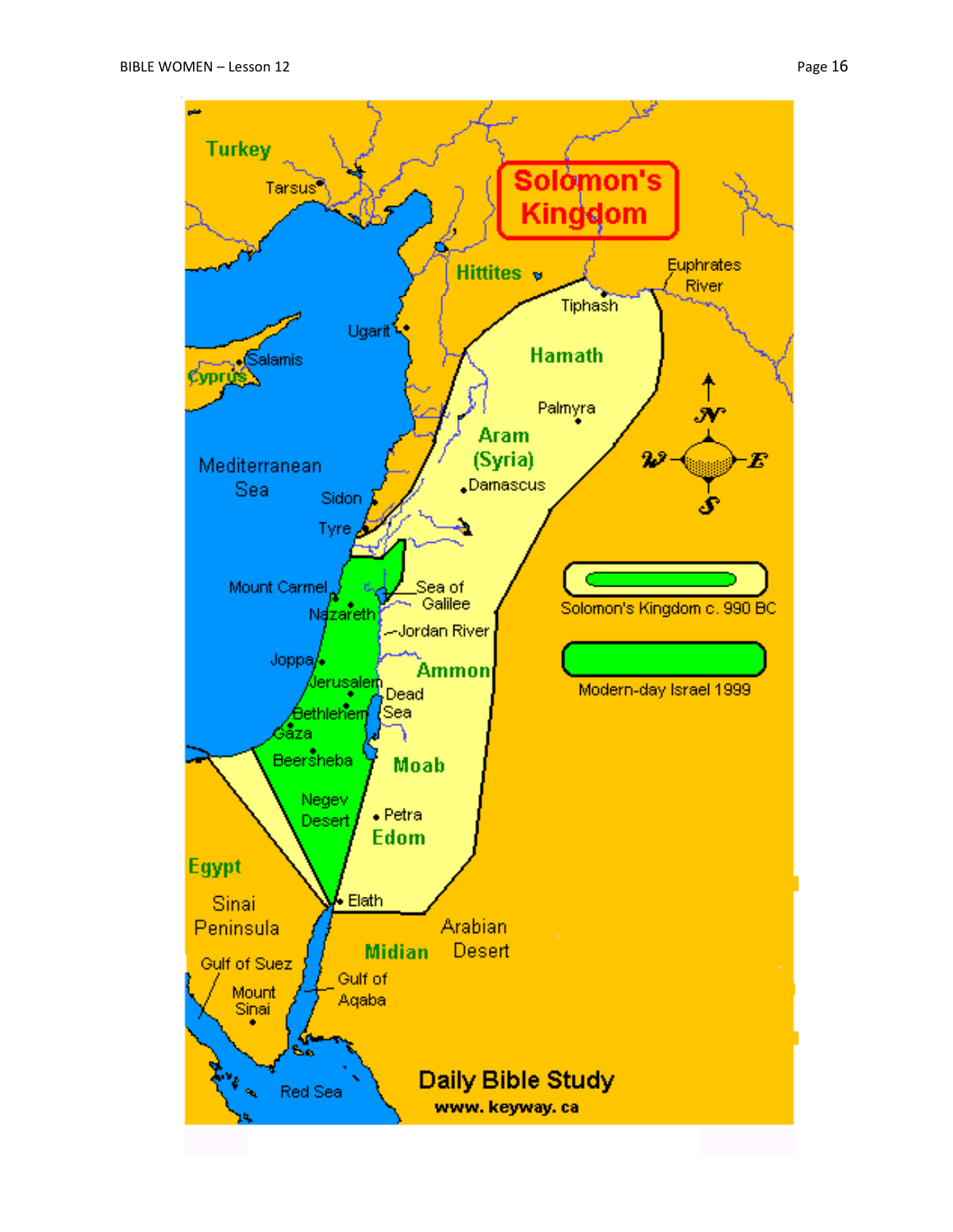# Solomon's Kingdom

- Solomon's Kingdom c. 990 BC
- Modern-day Israel 1999

Turkey, Tarsus, Hittites, Tiphash, Euphrates River, Ugarit, Salamis, Cyprus, Hamath, Palmyra, Aram (Syria), Damascus, Mediterranean Sea, Sidon, Tyre, Mount Carmel, Nazareth, Sea of Galilee, Jordan River, Joppa, Jerusalem, Ammon, Dead Sea, Bethlehem, Gaza, Beersheba, Moab, Negev Desert, Petra, Edom, Egypt, Elath, Sinai Peninsula, Midian, Arabian Desert, Gulf of Suez, Gulf of Aqaba, Mount Sinai, Red Sea

N, W, E, S

Daily Bible Study
www.keyway.ca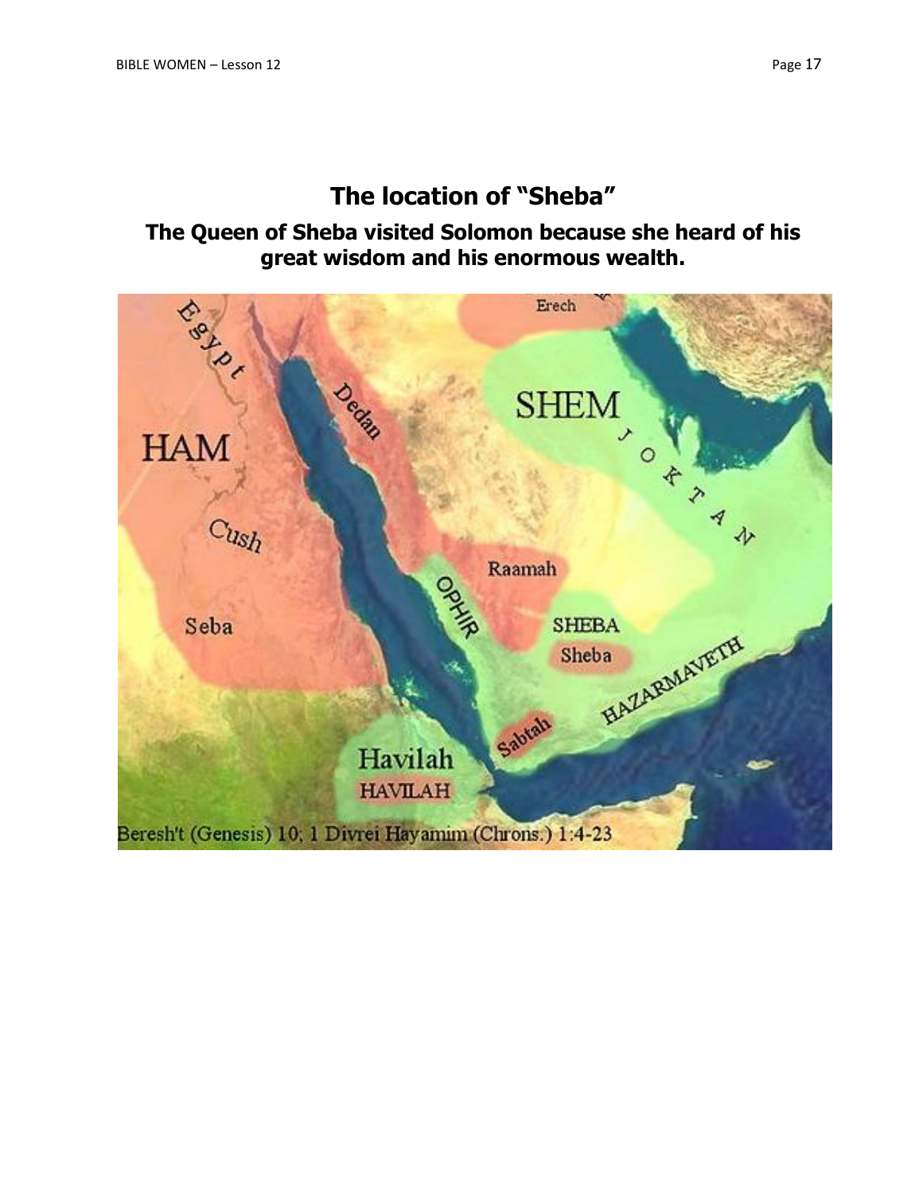# The location of "Sheba"

## The Queen of Sheba visited Solomon because she heard of his great wisdom and his enormous wealth.

Erech
SHEM
JOKTAN
Egypt
Dedan
HAM
Cush
Raamah
OPHIR
SHEBA
Sheba
Seba
HAZARMAVETH
Sabtah
Havilah
HAVILAH
Beresh't (Genesis) 10; 1 Divrei Hayamim (Chrons.) 1:4-23